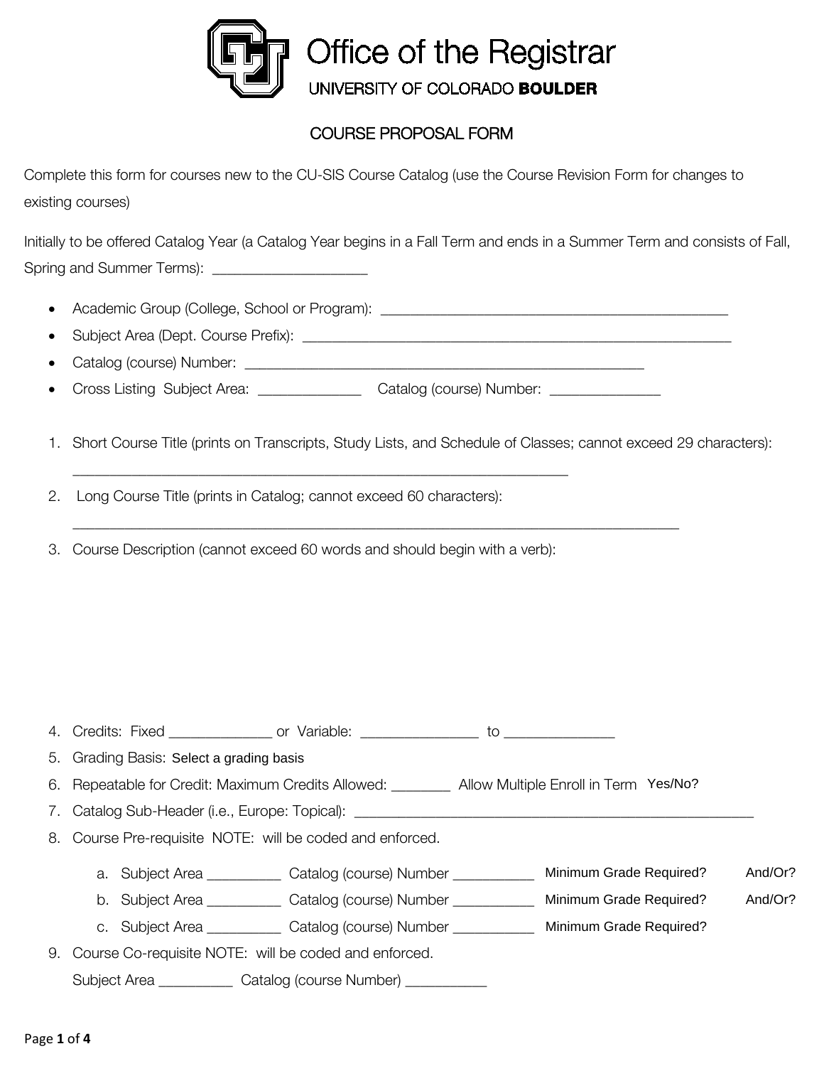# Office of the Registrar

UNIVERSITY OF COLORADO **BOULDER**

## COURSE PROPOSAL FORM

Complete this form for courses new to the CU-SIS Course Catalog (use the Course Revision Form for changes to existing courses)

Initially to be offered Catalog Year (a Catalog Year begins in a Fall Term and ends in a Summer Term and consists of Fall, Spring and Summer Terms): ____________________

- Academic Group (College, School or Program): _______________________________________________
- Subject Area (Dept. Course Prefix): __________________________________________________________
- Catalog (course) Number: ____________________________________________________
- Cross Listing Subject Area: _____________ Catalog (course) Number: ______________

1. Short Course Title (prints on Transcripts, Study Lists, and Schedule of Classes; cannot exceed 29 characters): _________________________________________________________________
2. Long Course Title (prints in Catalog; cannot exceed 60 characters): ________________________________________________________________________________
3. Course Description (cannot exceed 60 words and should begin with a verb):

4. Credits: Fixed _____________ or Variable: _______________ to ______________
5. Grading Basis: Select a grading basis
6. Repeatable for Credit: Maximum Credits Allowed: ________ Allow Multiple Enroll in Term Yes/No?
7. Catalog Sub-Header (i.e., Europe: Topical): ______________________________________________________
8. Course Pre-requisite NOTE: will be coded and enforced.
   a. Subject Area _________ Catalog (course) Number __________ Minimum Grade Required? And/Or?
   b. Subject Area _________ Catalog (course) Number __________ Minimum Grade Required? And/Or?
   c. Subject Area _________ Catalog (course) Number __________ Minimum Grade Required?
9. Course Co-requisite NOTE: will be coded and enforced.

   Subject Area _________ Catalog (course Number) __________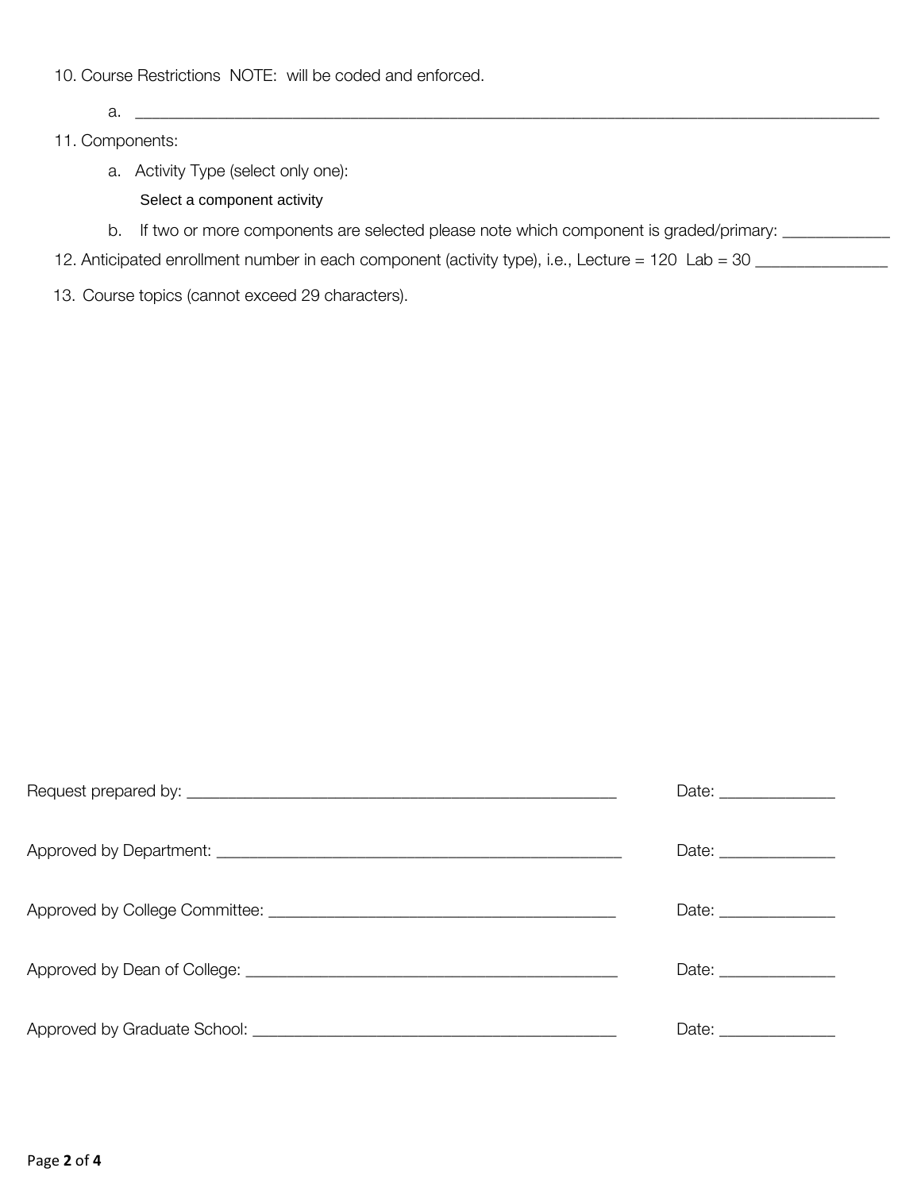10. Course Restrictions NOTE: will be coded and enforced.

    a. ______________________________________________________________________________

11. Components:

    a. Activity Type (select only one):

       Select a component activity

    b. If two or more components are selected please note which component is graded/primary: ____________

12. Anticipated enrollment number in each component (activity type), i.e., Lecture = 120 Lab = 30 _______________

13. Course topics (cannot exceed 29 characters).

Request prepared by: _______________________________________________ Date: _____________

Approved by Department: ____________________________________________ Date: _____________

Approved by College Committee: ______________________________________ Date: _____________

Approved by Dean of College: ________________________________________ Date: _____________

Approved by Graduate School: ________________________________________ Date: _____________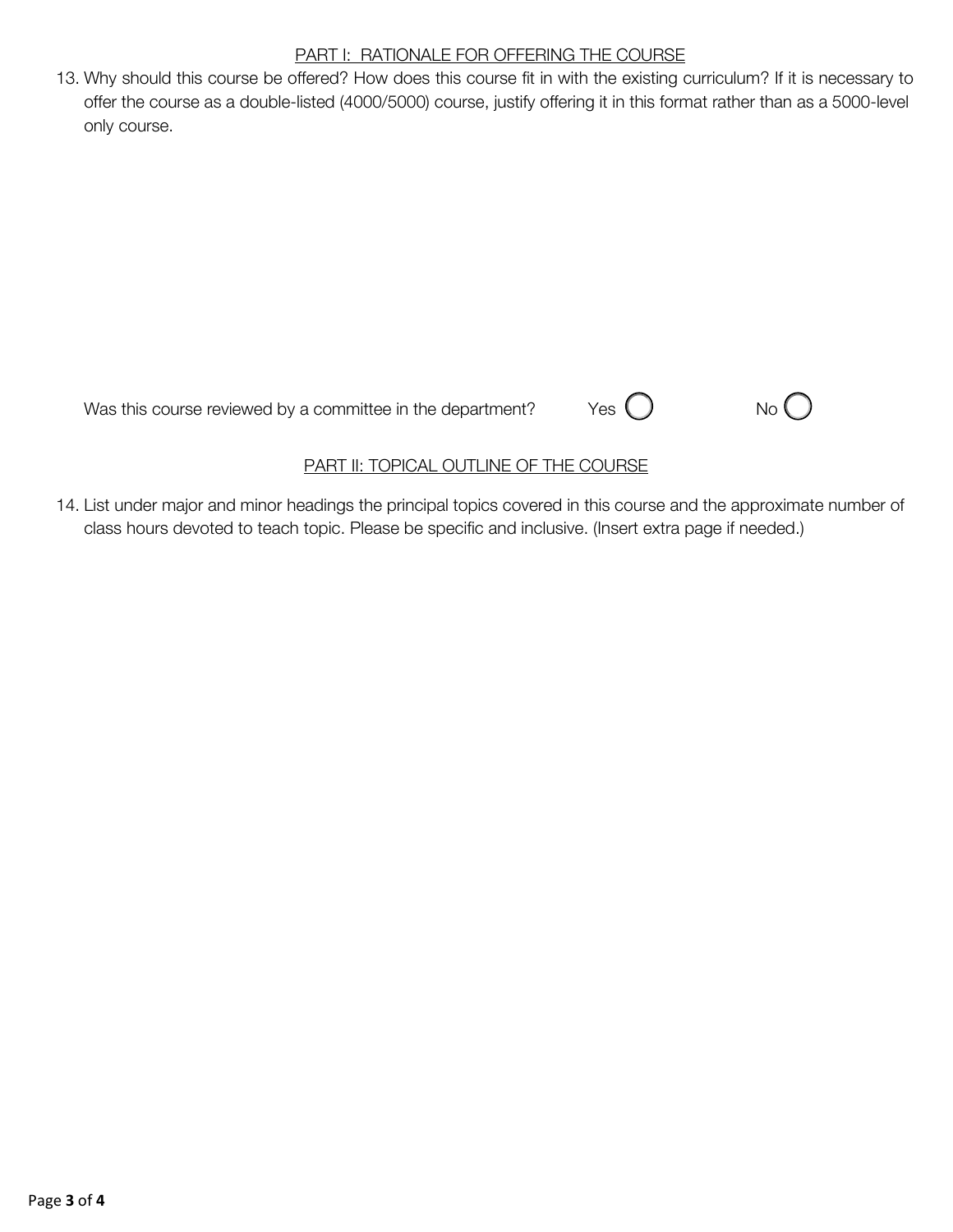## PART I: RATIONALE FOR OFFERING THE COURSE

13. Why should this course be offered? How does this course fit in with the existing curriculum? If it is necessary to offer the course as a double-listed (4000/5000) course, justify offering it in this format rather than as a 5000-level only course.

Was this course reviewed by a committee in the department? Yes ◯ No ◯

## PART II: TOPICAL OUTLINE OF THE COURSE

14. List under major and minor headings the principal topics covered in this course and the approximate number of class hours devoted to teach topic. Please be specific and inclusive. (Insert extra page if needed.)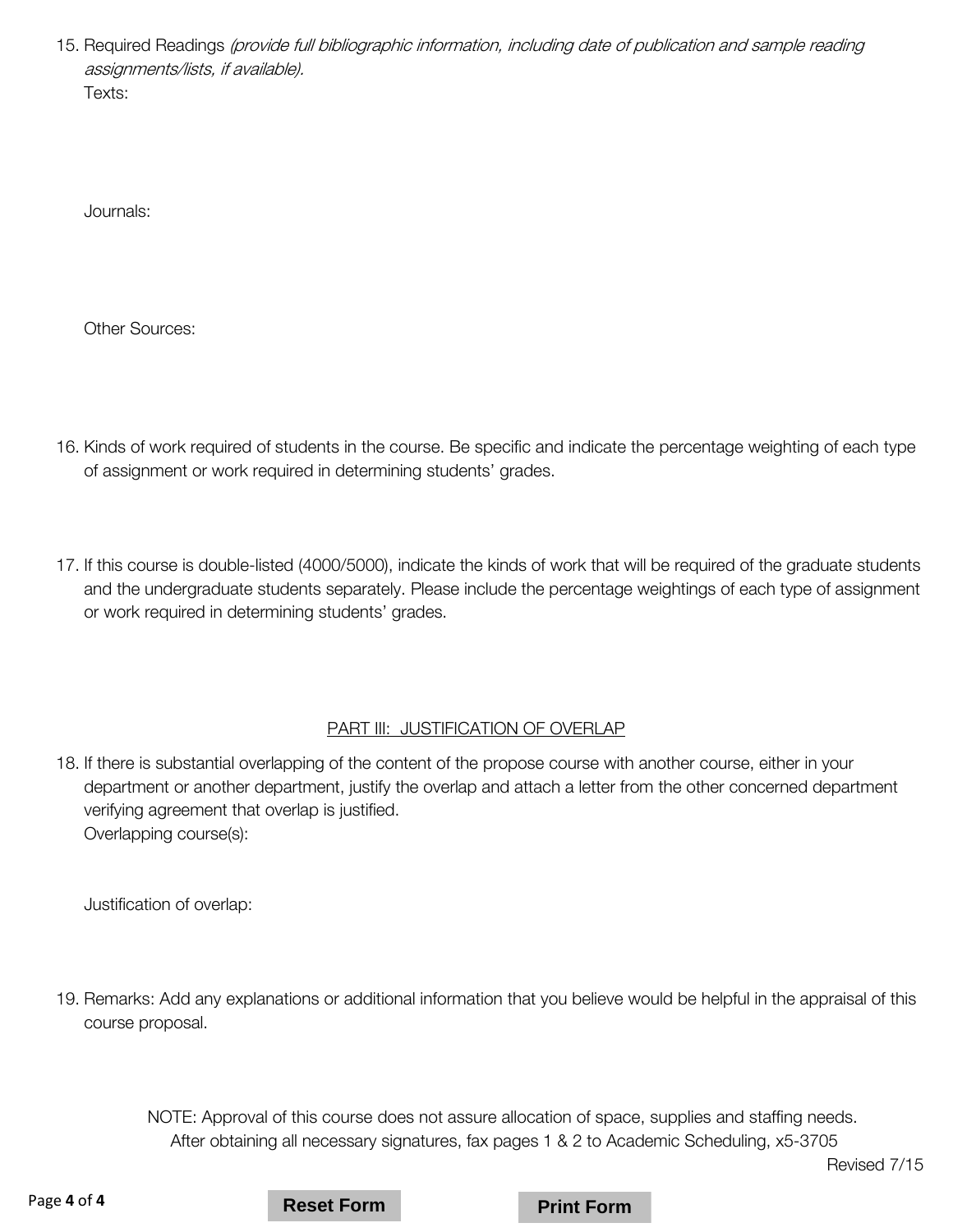15. Required Readings *(provide full bibliographic information, including date of publication and sample reading assignments/lists, if available).*

    Texts:

    Journals:

    Other Sources:

16. Kinds of work required of students in the course. Be specific and indicate the percentage weighting of each type of assignment or work required in determining students' grades.

17. If this course is double-listed (4000/5000), indicate the kinds of work that will be required of the graduate students and the undergraduate students separately. Please include the percentage weightings of each type of assignment or work required in determining students' grades.

## PART III: JUSTIFICATION OF OVERLAP

18. If there is substantial overlapping of the content of the propose course with another course, either in your department or another department, justify the overlap and attach a letter from the other concerned department verifying agreement that overlap is justified.

    Overlapping course(s):

    Justification of overlap:

19. Remarks: Add any explanations or additional information that you believe would be helpful in the appraisal of this course proposal.

NOTE: Approval of this course does not assure allocation of space, supplies and staffing needs.
After obtaining all necessary signatures, fax pages 1 & 2 to Academic Scheduling, x5-3705

Revised 7/15

Reset Form

Print Form